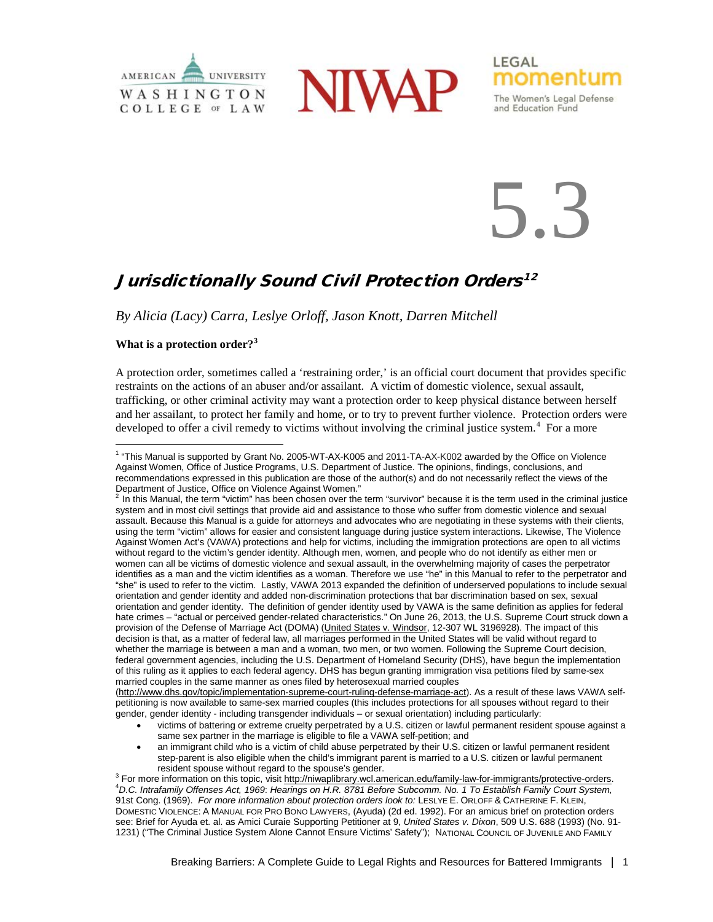AMERICAN UNIVERSITY WASHINGTON COLLEGE OF LAW

NIWAP

LEGAL momentum
The Women's Legal Defense and Education Fund

# 5.3

## Jurisdictionally Sound Civil Protection Orders[1][2]

*By Alicia (Lacy) Carra, Leslye Orloff, Jason Knott, Darren Mitchell*

**What is a protection order?[3]**

A protection order, sometimes called a 'restraining order,' is an official court document that provides specific restraints on the actions of an abuser and/or assailant. A victim of domestic violence, sexual assault, trafficking, or other criminal activity may want a protection order to keep physical distance between herself and her assailant, to protect her family and home, or to try to prevent further violence. Protection orders were developed to offer a civil remedy to victims without involving the criminal justice system.[4] For a more

---

[1] "This Manual is supported by Grant No. 2005-WT-AX-K005 and 2011-TA-AX-K002 awarded by the Office on Violence Against Women, Office of Justice Programs, U.S. Department of Justice. The opinions, findings, conclusions, and recommendations expressed in this publication are those of the author(s) and do not necessarily reflect the views of the Department of Justice, Office on Violence Against Women."

[2] In this Manual, the term "victim" has been chosen over the term "survivor" because it is the term used in the criminal justice system and in most civil settings that provide aid and assistance to those who suffer from domestic violence and sexual assault. Because this Manual is a guide for attorneys and advocates who are negotiating in these systems with their clients, using the term "victim" allows for easier and consistent language during justice system interactions. Likewise, The Violence Against Women Act's (VAWA) protections and help for victims, including the immigration protections are open to all victims without regard to the victim's gender identity. Although men, women, and people who do not identify as either men or women can all be victims of domestic violence and sexual assault, in the overwhelming majority of cases the perpetrator identifies as a man and the victim identifies as a woman. Therefore we use "he" in this Manual to refer to the perpetrator and "she" is used to refer to the victim. Lastly, VAWA 2013 expanded the definition of underserved populations to include sexual orientation and gender identity and added non-discrimination protections that bar discrimination based on sex, sexual orientation and gender identity. The definition of gender identity used by VAWA is the same definition as applies for federal hate crimes – "actual or perceived gender-related characteristics." On June 26, 2013, the U.S. Supreme Court struck down a provision of the Defense of Marriage Act (DOMA) (United States v. Windsor, 12-307 WL 3196928). The impact of this decision is that, as a matter of federal law, all marriages performed in the United States will be valid without regard to whether the marriage is between a man and a woman, two men, or two women. Following the Supreme Court decision, federal government agencies, including the U.S. Department of Homeland Security (DHS), have begun the implementation of this ruling as it applies to each federal agency. DHS has begun granting immigration visa petitions filed by same-sex married couples in the same manner as ones filed by heterosexual married couples (http://www.dhs.gov/topic/implementation-supreme-court-ruling-defense-marriage-act). As a result of these laws VAWA self-petitioning is now available to same-sex married couples (this includes protections for all spouses without regard to their gender, gender identity - including transgender individuals – or sexual orientation) including particularly:

- victims of battering or extreme cruelty perpetrated by a U.S. citizen or lawful permanent resident spouse against a same sex partner in the marriage is eligible to file a VAWA self-petition; and
- an immigrant child who is a victim of child abuse perpetrated by their U.S. citizen or lawful permanent resident step-parent is also eligible when the child's immigrant parent is married to a U.S. citizen or lawful permanent resident spouse without regard to the spouse's gender.

[3] For more information on this topic, visit http://niwaplibrary.wcl.american.edu/family-law-for-immigrants/protective-orders.

[4] *D.C. Intrafamily Offenses Act, 1969*: *Hearings on H.R. 8781 Before Subcomm. No. 1 To Establish Family Court System,* 91st Cong. (1969). *For more information about protection orders look to:* LESLYE E. ORLOFF & CATHERINE F. KLEIN, DOMESTIC VIOLENCE: A MANUAL FOR PRO BONO LAWYERS, (Ayuda) (2d ed. 1992). For an amicus brief on protection orders see: Brief for Ayuda et. al. as Amici Curaie Supporting Petitioner at 9, *United States v. Dixon*, 509 U.S. 688 (1993) (No. 91-1231) ("The Criminal Justice System Alone Cannot Ensure Victims' Safety"); NATIONAL COUNCIL OF JUVENILE AND FAMILY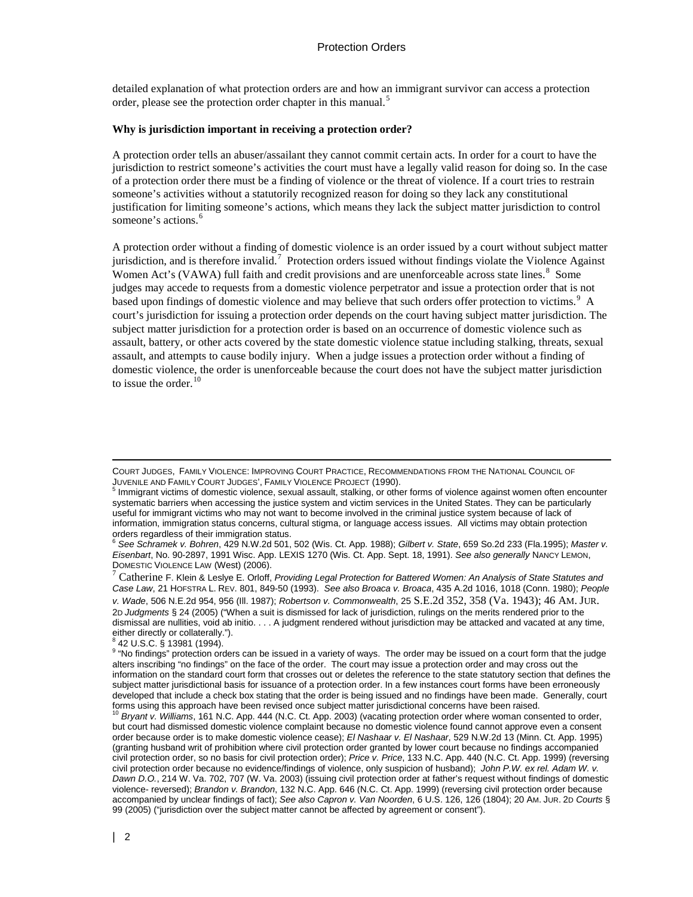detailed explanation of what protection orders are and how an immigrant survivor can access a protection order, please see the protection order chapter in this manual.[5]

**Why is jurisdiction important in receiving a protection order?**

A protection order tells an abuser/assailant they cannot commit certain acts. In order for a court to have the jurisdiction to restrict someone's activities the court must have a legally valid reason for doing so. In the case of a protection order there must be a finding of violence or the threat of violence. If a court tries to restrain someone's activities without a statutorily recognized reason for doing so they lack any constitutional justification for limiting someone's actions, which means they lack the subject matter jurisdiction to control someone's actions.[6]

A protection order without a finding of domestic violence is an order issued by a court without subject matter jurisdiction, and is therefore invalid.[7] Protection orders issued without findings violate the Violence Against Women Act's (VAWA) full faith and credit provisions and are unenforceable across state lines.[8] Some judges may accede to requests from a domestic violence perpetrator and issue a protection order that is not based upon findings of domestic violence and may believe that such orders offer protection to victims.[9] A court's jurisdiction for issuing a protection order depends on the court having subject matter jurisdiction. The subject matter jurisdiction for a protection order is based on an occurrence of domestic violence such as assault, battery, or other acts covered by the state domestic violence statue including stalking, threats, sexual assault, and attempts to cause bodily injury. When a judge issues a protection order without a finding of domestic violence, the order is unenforceable because the court does not have the subject matter jurisdiction to issue the order.[10]

---

COURT JUDGES, FAMILY VIOLENCE: IMPROVING COURT PRACTICE, RECOMMENDATIONS FROM THE NATIONAL COUNCIL OF JUVENILE AND FAMILY COURT JUDGES', FAMILY VIOLENCE PROJECT (1990).

[5] Immigrant victims of domestic violence, sexual assault, stalking, or other forms of violence against women often encounter systematic barriers when accessing the justice system and victim services in the United States. They can be particularly useful for immigrant victims who may not want to become involved in the criminal justice system because of lack of information, immigration status concerns, cultural stigma, or language access issues. All victims may obtain protection orders regardless of their immigration status.

[6] *See Schramek v. Bohren*, 429 N.W.2d 501, 502 (Wis. Ct. App. 1988); *Gilbert v. State*, 659 So.2d 233 (Fla.1995); *Master v. Eisenbart*, No. 90-2897, 1991 Wisc. App. LEXIS 1270 (Wis. Ct. App. Sept. 18, 1991). *See also generally* NANCY LEMON, DOMESTIC VIOLENCE LAW (West) (2006).

[7] Catherine F. Klein & Leslye E. Orloff, *Providing Legal Protection for Battered Women: An Analysis of State Statutes and Case Law*, 21 HOFSTRA L. REV. 801, 849-50 (1993). *See also Broaca v. Broaca*, 435 A.2d 1016, 1018 (Conn. 1980); *People v. Wade*, 506 N.E.2d 954, 956 (Ill. 1987); *Robertson v. Commonwealth*, 25 S.E.2d 352, 358 (Va. 1943); 46 AM. JUR. 2D *Judgments* § 24 (2005) ("When a suit is dismissed for lack of jurisdiction, rulings on the merits rendered prior to the dismissal are nullities, void ab initio. . . . A judgment rendered without jurisdiction may be attacked and vacated at any time, either directly or collaterally.").

[8] 42 U.S.C. § 13981 (1994).

[9] "No findings" protection orders can be issued in a variety of ways. The order may be issued on a court form that the judge alters inscribing "no findings" on the face of the order. The court may issue a protection order and may cross out the information on the standard court form that crosses out or deletes the reference to the state statutory section that defines the subject matter jurisdictional basis for issuance of a protection order. In a few instances court forms have been erroneously developed that include a check box stating that the order is being issued and no findings have been made. Generally, court forms using this approach have been revised once subject matter jurisdictional concerns have been raised.

[10] *Bryant v. Williams*, 161 N.C. App. 444 (N.C. Ct. App. 2003) (vacating protection order where woman consented to order, but court had dismissed domestic violence complaint because no domestic violence found cannot approve even a consent order because order is to make domestic violence cease); *El Nashaar v. El Nashaar*, 529 N.W.2d 13 (Minn. Ct. App. 1995) (granting husband writ of prohibition where civil protection order granted by lower court because no findings accompanied civil protection order, so no basis for civil protection order); *Price v. Price*, 133 N.C. App. 440 (N.C. Ct. App. 1999) (reversing civil protection order because no evidence/findings of violence, only suspicion of husband); *John P.W. ex rel. Adam W. v. Dawn D.O.*, 214 W. Va. 702, 707 (W. Va. 2003) (issuing civil protection order at father's request without findings of domestic violence- reversed); *Brandon v. Brandon*, 132 N.C. App. 646 (N.C. Ct. App. 1999) (reversing civil protection order because accompanied by unclear findings of fact); *See also Capron v. Van Noorden*, 6 U.S. 126, 126 (1804); 20 AM. JUR. 2D *Courts* § 99 (2005) ("jurisdiction over the subject matter cannot be affected by agreement or consent").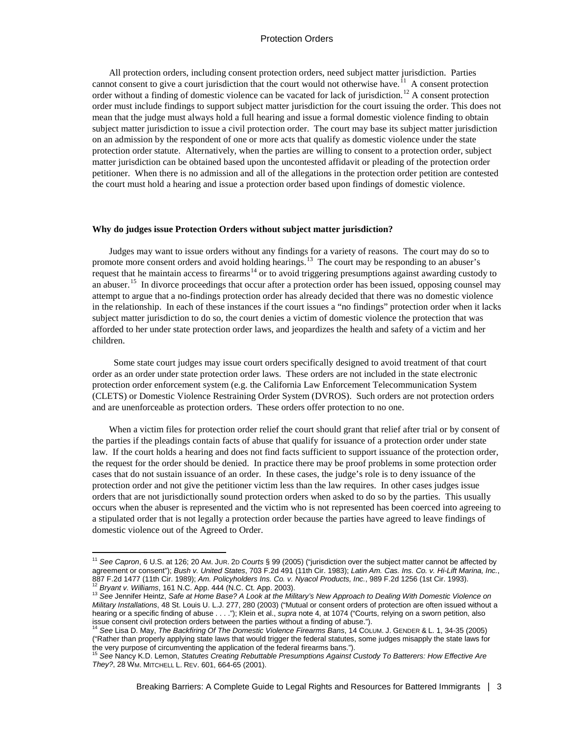All protection orders, including consent protection orders, need subject matter jurisdiction. Parties cannot consent to give a court jurisdiction that the court would not otherwise have.[11] A consent protection order without a finding of domestic violence can be vacated for lack of jurisdiction.[12] A consent protection order must include findings to support subject matter jurisdiction for the court issuing the order. This does not mean that the judge must always hold a full hearing and issue a formal domestic violence finding to obtain subject matter jurisdiction to issue a civil protection order. The court may base its subject matter jurisdiction on an admission by the respondent of one or more acts that qualify as domestic violence under the state protection order statute. Alternatively, when the parties are willing to consent to a protection order, subject matter jurisdiction can be obtained based upon the uncontested affidavit or pleading of the protection order petitioner. When there is no admission and all of the allegations in the protection order petition are contested the court must hold a hearing and issue a protection order based upon findings of domestic violence.

**Why do judges issue Protection Orders without subject matter jurisdiction?**

Judges may want to issue orders without any findings for a variety of reasons. The court may do so to promote more consent orders and avoid holding hearings.[13] The court may be responding to an abuser's request that he maintain access to firearms[14] or to avoid triggering presumptions against awarding custody to an abuser.[15] In divorce proceedings that occur after a protection order has been issued, opposing counsel may attempt to argue that a no-findings protection order has already decided that there was no domestic violence in the relationship. In each of these instances if the court issues a "no findings" protection order when it lacks subject matter jurisdiction to do so, the court denies a victim of domestic violence the protection that was afforded to her under state protection order laws, and jeopardizes the health and safety of a victim and her children.

Some state court judges may issue court orders specifically designed to avoid treatment of that court order as an order under state protection order laws. These orders are not included in the state electronic protection order enforcement system (e.g. the California Law Enforcement Telecommunication System (CLETS) or Domestic Violence Restraining Order System (DVROS). Such orders are not protection orders and are unenforceable as protection orders. These orders offer protection to no one.

When a victim files for protection order relief the court should grant that relief after trial or by consent of the parties if the pleadings contain facts of abuse that qualify for issuance of a protection order under state law. If the court holds a hearing and does not find facts sufficient to support issuance of the protection order, the request for the order should be denied. In practice there may be proof problems in some protection order cases that do not sustain issuance of an order. In these cases, the judge's role is to deny issuance of the protection order and not give the petitioner victim less than the law requires. In other cases judges issue orders that are not jurisdictionally sound protection orders when asked to do so by the parties. This usually occurs when the abuser is represented and the victim who is not represented has been coerced into agreeing to a stipulated order that is not legally a protection order because the parties have agreed to leave findings of domestic violence out of the Agreed to Order.

---

[11] *See Capron*, 6 U.S. at 126; 20 AM. JUR. 2D *Courts* § 99 (2005) ("jurisdiction over the subject matter cannot be affected by agreement or consent"); *Bush v. United States*, 703 F.2d 491 (11th Cir. 1983); *Latin Am. Cas. Ins. Co. v. Hi-Lift Marina, Inc.*, 887 F.2d 1477 (11th Cir. 1989); *Am. Policyholders Ins. Co. v. Nyacol Products, Inc.*, 989 F.2d 1256 (1st Cir. 1993).

[12] *Bryant v. Williams*, 161 N.C. App. 444 (N.C. Ct. App. 2003).

[13] *See* Jennifer Heintz, *Safe at Home Base? A Look at the Military's New Approach to Dealing With Domestic Violence on Military Installations*, 48 St. Louis U. L.J. 277, 280 (2003) ("Mutual or consent orders of protection are often issued without a hearing or a specific finding of abuse . . . ."); Klein et al., *supra* note 4, at 1074 ("Courts, relying on a sworn petition, also issue consent civil protection orders between the parties without a finding of abuse.").

[14] *See* Lisa D. May, *The Backfiring Of The Domestic Violence Firearms Bans*, 14 COLUM. J. GENDER & L. 1, 34-35 (2005) ("Rather than properly applying state laws that would trigger the federal statutes, some judges misapply the state laws for the very purpose of circumventing the application of the federal firearms bans.").

[15] *See* Nancy K.D. Lemon, *Statutes Creating Rebuttable Presumptions Against Custody To Batterers: How Effective Are They?*, 28 WM. MITCHELL L. REV. 601, 664-65 (2001).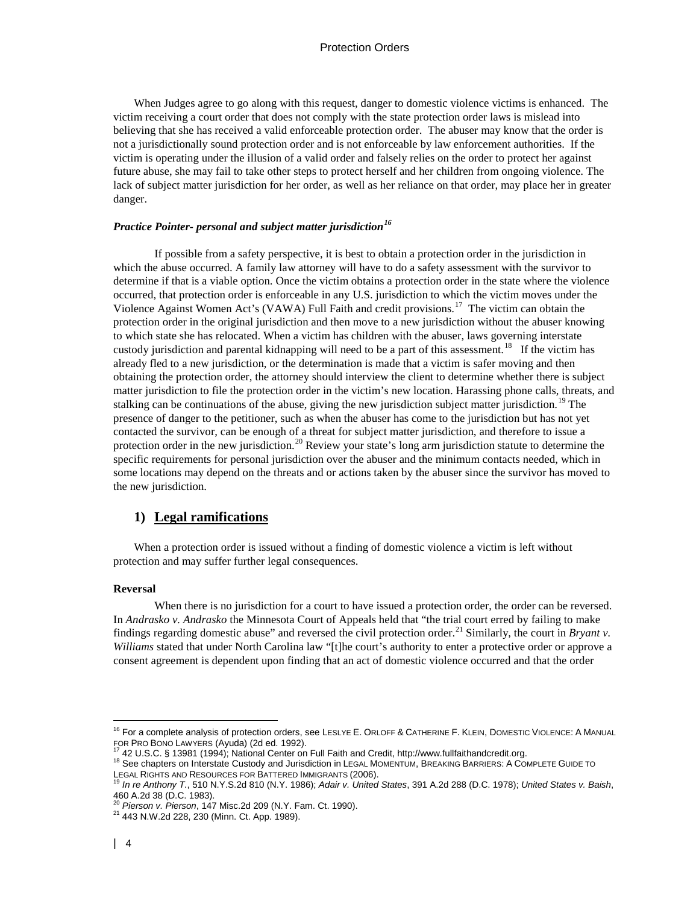When Judges agree to go along with this request, danger to domestic violence victims is enhanced. The victim receiving a court order that does not comply with the state protection order laws is mislead into believing that she has received a valid enforceable protection order. The abuser may know that the order is not a jurisdictionally sound protection order and is not enforceable by law enforcement authorities. If the victim is operating under the illusion of a valid order and falsely relies on the order to protect her against future abuse, she may fail to take other steps to protect herself and her children from ongoing violence. The lack of subject matter jurisdiction for her order, as well as her reliance on that order, may place her in greater danger.

***Practice Pointer- personal and subject matter jurisdiction***[16]

If possible from a safety perspective, it is best to obtain a protection order in the jurisdiction in which the abuse occurred. A family law attorney will have to do a safety assessment with the survivor to determine if that is a viable option. Once the victim obtains a protection order in the state where the violence occurred, that protection order is enforceable in any U.S. jurisdiction to which the victim moves under the Violence Against Women Act's (VAWA) Full Faith and credit provisions.[17] The victim can obtain the protection order in the original jurisdiction and then move to a new jurisdiction without the abuser knowing to which state she has relocated. When a victim has children with the abuser, laws governing interstate custody jurisdiction and parental kidnapping will need to be a part of this assessment.[18] If the victim has already fled to a new jurisdiction, or the determination is made that a victim is safer moving and then obtaining the protection order, the attorney should interview the client to determine whether there is subject matter jurisdiction to file the protection order in the victim's new location. Harassing phone calls, threats, and stalking can be continuations of the abuse, giving the new jurisdiction subject matter jurisdiction.[19] The presence of danger to the petitioner, such as when the abuser has come to the jurisdiction but has not yet contacted the survivor, can be enough of a threat for subject matter jurisdiction, and therefore to issue a protection order in the new jurisdiction.[20] Review your state's long arm jurisdiction statute to determine the specific requirements for personal jurisdiction over the abuser and the minimum contacts needed, which in some locations may depend on the threats and or actions taken by the abuser since the survivor has moved to the new jurisdiction.

## 1) Legal ramifications

When a protection order is issued without a finding of domestic violence a victim is left without protection and may suffer further legal consequences.

**Reversal**

When there is no jurisdiction for a court to have issued a protection order, the order can be reversed. In *Andrasko v. Andrasko* the Minnesota Court of Appeals held that "the trial court erred by failing to make findings regarding domestic abuse" and reversed the civil protection order.[21] Similarly, the court in *Bryant v. Williams* stated that under North Carolina law "[t]he court's authority to enter a protective order or approve a consent agreement is dependent upon finding that an act of domestic violence occurred and that the order

---

[16] For a complete analysis of protection orders, see LESLYE E. ORLOFF & CATHERINE F. KLEIN, DOMESTIC VIOLENCE: A MANUAL FOR PRO BONO LAWYERS (Ayuda) (2d ed. 1992).

[17] 42 U.S.C. § 13981 (1994); National Center on Full Faith and Credit, http://www.fullfaithandcredit.org.

[18] See chapters on Interstate Custody and Jurisdiction in LEGAL MOMENTUM, BREAKING BARRIERS: A COMPLETE GUIDE TO LEGAL RIGHTS AND RESOURCES FOR BATTERED IMMIGRANTS (2006).

[19] *In re Anthony T.*, 510 N.Y.S.2d 810 (N.Y. 1986); *Adair v. United States*, 391 A.2d 288 (D.C. 1978); *United States v. Baish*, 460 A.2d 38 (D.C. 1983).

[20] *Pierson v. Pierson*, 147 Misc.2d 209 (N.Y. Fam. Ct. 1990).

[21] 443 N.W.2d 228, 230 (Minn. Ct. App. 1989).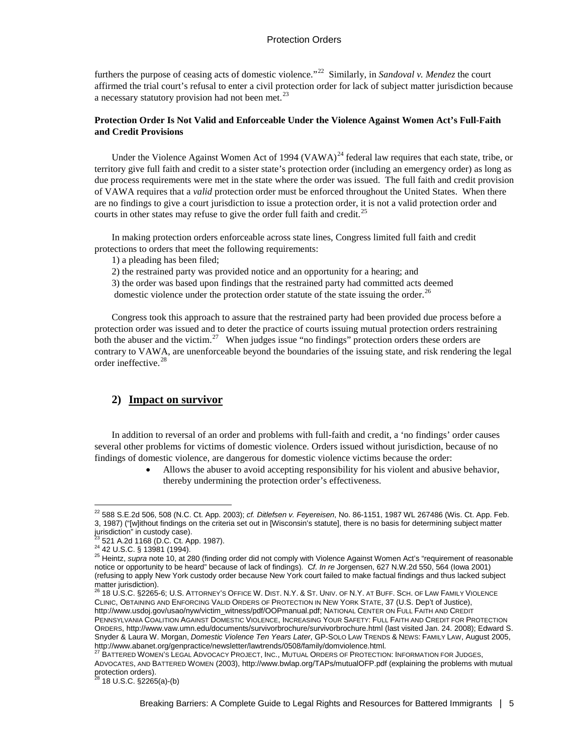furthers the purpose of ceasing acts of domestic violence."[22] Similarly, in *Sandoval v. Mendez* the court affirmed the trial court's refusal to enter a civil protection order for lack of subject matter jurisdiction because a necessary statutory provision had not been met.[23]

**Protection Order Is Not Valid and Enforceable Under the Violence Against Women Act's Full-Faith and Credit Provisions**

Under the Violence Against Women Act of 1994 (VAWA)[24] federal law requires that each state, tribe, or territory give full faith and credit to a sister state's protection order (including an emergency order) as long as due process requirements were met in the state where the order was issued. The full faith and credit provision of VAWA requires that a *valid* protection order must be enforced throughout the United States. When there are no findings to give a court jurisdiction to issue a protection order, it is not a valid protection order and courts in other states may refuse to give the order full faith and credit.[25]

In making protection orders enforceable across state lines, Congress limited full faith and credit protections to orders that meet the following requirements:

1) a pleading has been filed;
2) the restrained party was provided notice and an opportunity for a hearing; and
3) the order was based upon findings that the restrained party had committed acts deemed domestic violence under the protection order statute of the state issuing the order.[26]

Congress took this approach to assure that the restrained party had been provided due process before a protection order was issued and to deter the practice of courts issuing mutual protection orders restraining both the abuser and the victim.[27] When judges issue "no findings" protection orders these orders are contrary to VAWA, are unenforceable beyond the boundaries of the issuing state, and risk rendering the legal order ineffective.[28]

## 2) Impact on survivor

In addition to reversal of an order and problems with full-faith and credit, a 'no findings' order causes several other problems for victims of domestic violence. Orders issued without jurisdiction, because of no findings of domestic violence, are dangerous for domestic violence victims because the order:

- Allows the abuser to avoid accepting responsibility for his violent and abusive behavior, thereby undermining the protection order's effectiveness.

---

[22] 588 S.E.2d 506, 508 (N.C. Ct. App. 2003); *cf. Ditlefsen v. Feyereisen*, No. 86-1151, 1987 WL 267486 (Wis. Ct. App. Feb. 3, 1987) ("[w]ithout findings on the criteria set out in [Wisconsin's statute], there is no basis for determining subject matter jurisdiction" in custody case).

[23] 521 A.2d 1168 (D.C. Ct. App. 1987).

[24] 42 U.S.C. § 13981 (1994).

[25] Heintz, *supra* note 10, at 280 (finding order did not comply with Violence Against Women Act's "requirement of reasonable notice or opportunity to be heard" because of lack of findings). *Cf. In re* Jorgensen, 627 N.W.2d 550, 564 (Iowa 2001) (refusing to apply New York custody order because New York court failed to make factual findings and thus lacked subject matter jurisdiction).

[26] 18 U.S.C. §2265-6; U.S. Attorney's Office W. Dist. N.Y. & St. Univ. of N.Y. at Buff. Sch. of Law Family Violence Clinic, Obtaining and Enforcing Valid Orders of Protection in New York State, 37 (U.S. Dep't of Justice), http://www.usdoj.gov/usao/nyw/victim_witness/pdf/OOPmanual.pdf; National Center on Full Faith and Credit Pennsylvania Coalition Against Domestic Violence, Increasing Your Safety: Full Faith and Credit for Protection Orders, http://www.vaw.umn.edu/documents/survivorbrochure/survivorbrochure.html (last visited Jan. 24. 2008); Edward S. Snyder & Laura W. Morgan, *Domestic Violence Ten Years Later*, GP-Solo Law Trends & News: Family Law, August 2005, http://www.abanet.org/genpractice/newsletter/lawtrends/0508/family/domviolence.html.

[27] Battered Women's Legal Advocacy Project, Inc., Mutual Orders of Protection: Information for Judges, Advocates, and Battered Women (2003), http://www.bwlap.org/TAPs/mutualOFP.pdf (explaining the problems with mutual protection orders).

[28] 18 U.S.C. §2265(a)-(b)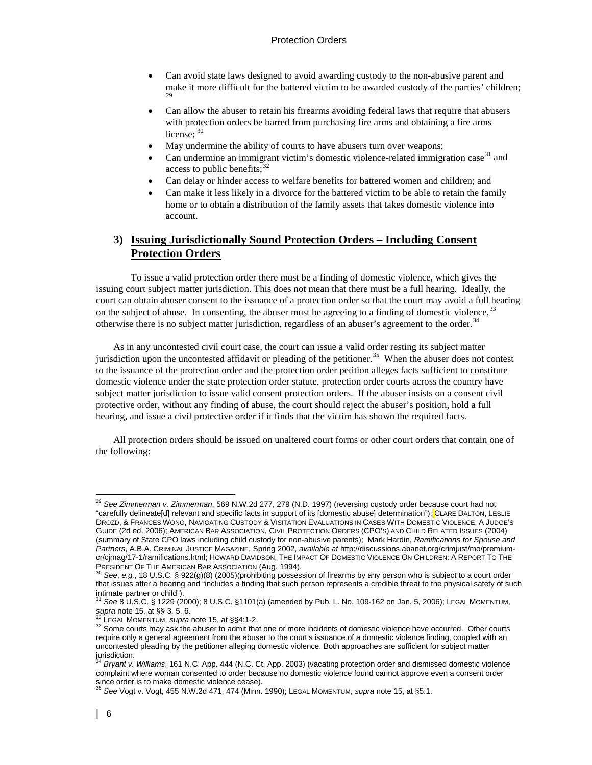- Can avoid state laws designed to avoid awarding custody to the non-abusive parent and make it more difficult for the battered victim to be awarded custody of the parties' children; [29]
- Can allow the abuser to retain his firearms avoiding federal laws that require that abusers with protection orders be barred from purchasing fire arms and obtaining a fire arms license; [30]
- May undermine the ability of courts to have abusers turn over weapons;
- Can undermine an immigrant victim's domestic violence-related immigration case[31] and access to public benefits;[32]
- Can delay or hinder access to welfare benefits for battered women and children; and
- Can make it less likely in a divorce for the battered victim to be able to retain the family home or to obtain a distribution of the family assets that takes domestic violence into account.

## 3) Issuing Jurisdictionally Sound Protection Orders – Including Consent Protection Orders

To issue a valid protection order there must be a finding of domestic violence, which gives the issuing court subject matter jurisdiction. This does not mean that there must be a full hearing. Ideally, the court can obtain abuser consent to the issuance of a protection order so that the court may avoid a full hearing on the subject of abuse. In consenting, the abuser must be agreeing to a finding of domestic violence,[33] otherwise there is no subject matter jurisdiction, regardless of an abuser's agreement to the order.[34]

As in any uncontested civil court case, the court can issue a valid order resting its subject matter jurisdiction upon the uncontested affidavit or pleading of the petitioner.[35] When the abuser does not contest to the issuance of the protection order and the protection order petition alleges facts sufficient to constitute domestic violence under the state protection order statute, protection order courts across the country have subject matter jurisdiction to issue valid consent protection orders. If the abuser insists on a consent civil protective order, without any finding of abuse, the court should reject the abuser's position, hold a full hearing, and issue a civil protective order if it finds that the victim has shown the required facts.

All protection orders should be issued on unaltered court forms or other court orders that contain one of the following:

---

[29] *See Zimmerman v. Zimmerman*, 569 N.W.2d 277, 279 (N.D. 1997) (reversing custody order because court had not "carefully delineate[d] relevant and specific facts in support of its [domestic abuse] determination"); CLARE DALTON, LESLIE DROZD, & FRANCES WONG, NAVIGATING CUSTODY & VISITATION EVALUATIONS IN CASES WITH DOMESTIC VIOLENCE: A JUDGE'S GUIDE (2d ed. 2006); AMERICAN BAR ASSOCIATION, CIVIL PROTECTION ORDERS (CPO'S) AND CHILD RELATED ISSUES (2004) (summary of State CPO laws including child custody for non-abusive parents); Mark Hardin, *Ramifications for Spouse and Partners*, A.B.A. CRIMINAL JUSTICE MAGAZINE, Spring 2002, *available at* http://discussions.abanet.org/crimjust/mo/premium-cr/cjmag/17-1/ramifications.html; HOWARD DAVIDSON, THE IMPACT OF DOMESTIC VIOLENCE ON CHILDREN: A REPORT TO THE PRESIDENT OF THE AMERICAN BAR ASSOCIATION (Aug. 1994).

[30] *See*, *e.g.*, 18 U.S.C. § 922(g)(8) (2005)(prohibiting possession of firearms by any person who is subject to a court order that issues after a hearing and "includes a finding that such person represents a credible threat to the physical safety of such intimate partner or child").

[31] *See* 8 U.S.C. § 1229 (2000); 8 U.S.C. §1101(a) (amended by Pub. L. No. 109-162 on Jan. 5, 2006); LEGAL MOMENTUM, *supra* note 15, at §§ 3, 5, 6.

[32] LEGAL MOMENTUM, *supra* note 15, at §§4:1-2.

[33] Some courts may ask the abuser to admit that one or more incidents of domestic violence have occurred. Other courts require only a general agreement from the abuser to the court's issuance of a domestic violence finding, coupled with an uncontested pleading by the petitioner alleging domestic violence. Both approaches are sufficient for subject matter jurisdiction.

[34] *Bryant v. Williams*, 161 N.C. App. 444 (N.C. Ct. App. 2003) (vacating protection order and dismissed domestic violence complaint where woman consented to order because no domestic violence found cannot approve even a consent order since order is to make domestic violence cease).

[35] *See* Vogt v. Vogt, 455 N.W.2d 471, 474 (Minn. 1990); LEGAL MOMENTUM, *supra* note 15, at §5:1.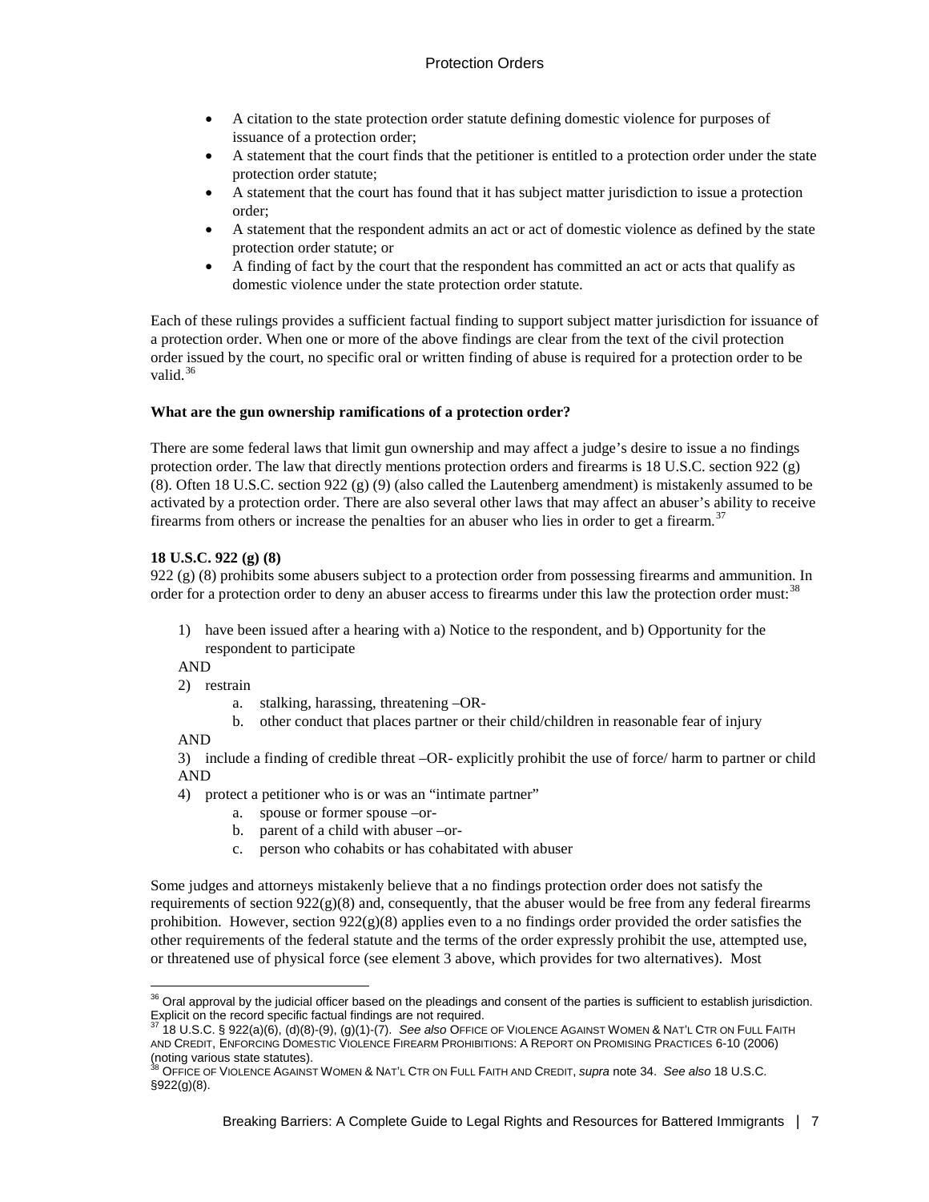- A citation to the state protection order statute defining domestic violence for purposes of issuance of a protection order;
- A statement that the court finds that the petitioner is entitled to a protection order under the state protection order statute;
- A statement that the court has found that it has subject matter jurisdiction to issue a protection order;
- A statement that the respondent admits an act or act of domestic violence as defined by the state protection order statute; or
- A finding of fact by the court that the respondent has committed an act or acts that qualify as domestic violence under the state protection order statute.

Each of these rulings provides a sufficient factual finding to support subject matter jurisdiction for issuance of a protection order. When one or more of the above findings are clear from the text of the civil protection order issued by the court, no specific oral or written finding of abuse is required for a protection order to be valid.[36]

**What are the gun ownership ramifications of a protection order?**

There are some federal laws that limit gun ownership and may affect a judge's desire to issue a no findings protection order. The law that directly mentions protection orders and firearms is 18 U.S.C. section 922 (g) (8). Often 18 U.S.C. section 922 (g) (9) (also called the Lautenberg amendment) is mistakenly assumed to be activated by a protection order. There are also several other laws that may affect an abuser's ability to receive firearms from others or increase the penalties for an abuser who lies in order to get a firearm.[37]

**18 U.S.C. 922 (g) (8)**

922 (g) (8) prohibits some abusers subject to a protection order from possessing firearms and ammunition. In order for a protection order to deny an abuser access to firearms under this law the protection order must:[38]

1) have been issued after a hearing with a) Notice to the respondent, and b) Opportunity for the respondent to participate

AND

2) restrain
   a. stalking, harassing, threatening –OR-
   b. other conduct that places partner or their child/children in reasonable fear of injury

AND

3) include a finding of credible threat –OR- explicitly prohibit the use of force/ harm to partner or child

AND

4) protect a petitioner who is or was an "intimate partner"
   a. spouse or former spouse –or-
   b. parent of a child with abuser –or-
   c. person who cohabits or has cohabitated with abuser

Some judges and attorneys mistakenly believe that a no findings protection order does not satisfy the requirements of section 922(g)(8) and, consequently, that the abuser would be free from any federal firearms prohibition. However, section 922(g)(8) applies even to a no findings order provided the order satisfies the other requirements of the federal statute and the terms of the order expressly prohibit the use, attempted use, or threatened use of physical force (see element 3 above, which provides for two alternatives). Most

---

[36] Oral approval by the judicial officer based on the pleadings and consent of the parties is sufficient to establish jurisdiction. Explicit on the record specific factual findings are not required.

[37] 18 U.S.C. § 922(a)(6), (d)(8)-(9), (g)(1)-(7). *See also* Office of Violence Against Women & Nat'l Ctr on Full Faith and Credit, Enforcing Domestic Violence Firearm Prohibitions: A Report on Promising Practices 6-10 (2006) (noting various state statutes).

[38] Office of Violence Against Women & Nat'l Ctr on Full Faith and Credit, *supra* note 34. *See also* 18 U.S.C. §922(g)(8).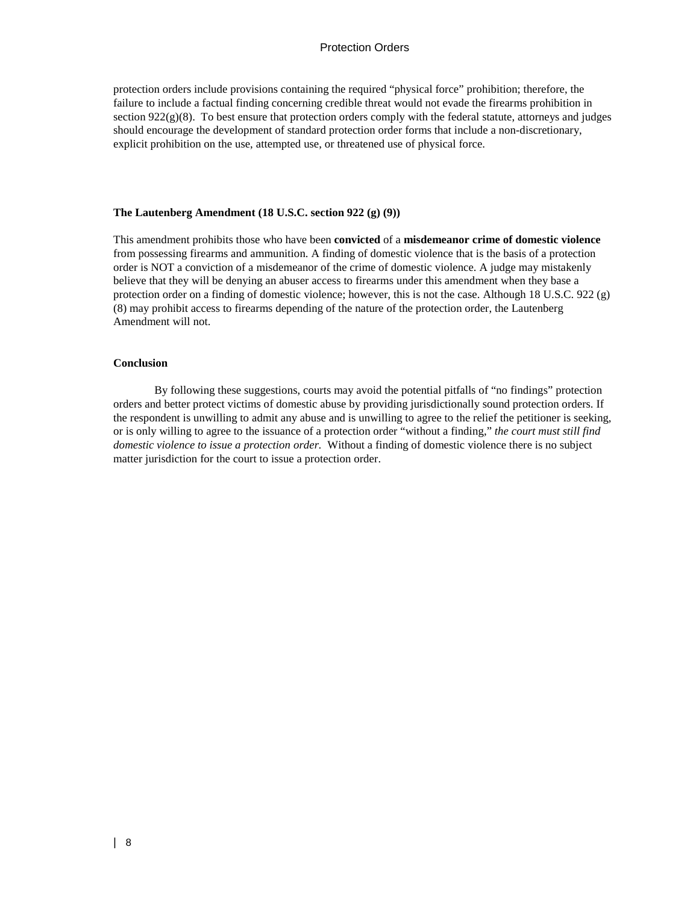protection orders include provisions containing the required “physical force” prohibition; therefore, the failure to include a factual finding concerning credible threat would not evade the firearms prohibition in section 922(g)(8). To best ensure that protection orders comply with the federal statute, attorneys and judges should encourage the development of standard protection order forms that include a non-discretionary, explicit prohibition on the use, attempted use, or threatened use of physical force.

**The Lautenberg Amendment (18 U.S.C. section 922 (g) (9))**

This amendment prohibits those who have been **convicted** of a **misdemeanor crime of domestic violence** from possessing firearms and ammunition. A finding of domestic violence that is the basis of a protection order is NOT a conviction of a misdemeanor of the crime of domestic violence. A judge may mistakenly believe that they will be denying an abuser access to firearms under this amendment when they base a protection order on a finding of domestic violence; however, this is not the case. Although 18 U.S.C. 922 (g) (8) may prohibit access to firearms depending of the nature of the protection order, the Lautenberg Amendment will not.

**Conclusion**

By following these suggestions, courts may avoid the potential pitfalls of “no findings” protection orders and better protect victims of domestic abuse by providing jurisdictionally sound protection orders. If the respondent is unwilling to admit any abuse and is unwilling to agree to the relief the petitioner is seeking, or is only willing to agree to the issuance of a protection order “without a finding,” *the court must still find domestic violence to issue a protection order.* Without a finding of domestic violence there is no subject matter jurisdiction for the court to issue a protection order.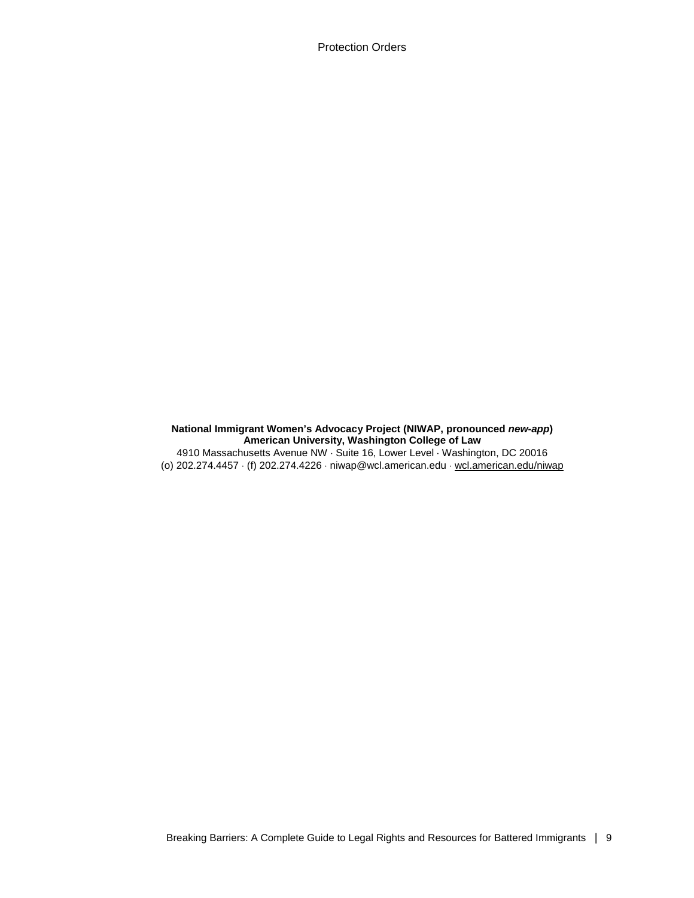**National Immigrant Women's Advocacy Project (NIWAP, pronounced *new-app*)**
**American University, Washington College of Law**
4910 Massachusetts Avenue NW · Suite 16, Lower Level · Washington, DC 20016
(o) 202.274.4457 · (f) 202.274.4226 · niwap@wcl.american.edu · wcl.american.edu/niwap